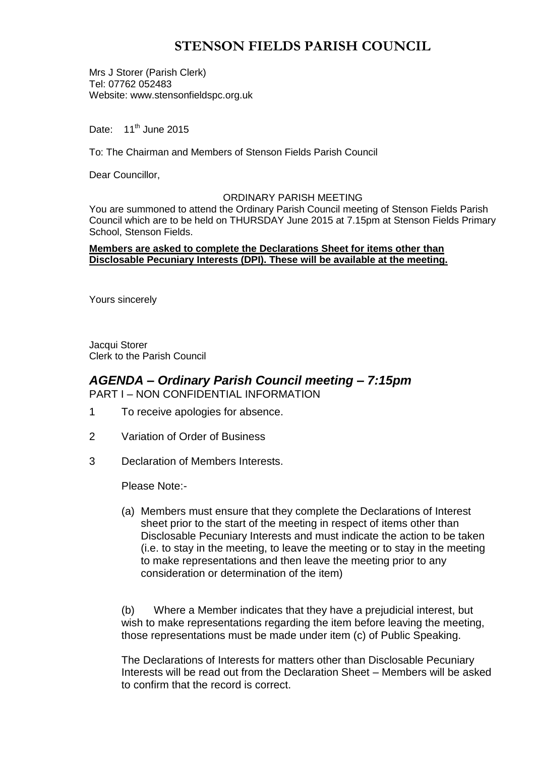# STENSON FIELDS PARISH COUNCIL

Mrs J Storer (Parish Clerk)
Tel: 07762 052483
Website: www.stensonfieldspc.org.uk

Date: 11th June 2015

To: The Chairman and Members of Stenson Fields Parish Council

Dear Councillor,

ORDINARY PARISH MEETING

You are summoned to attend the Ordinary Parish Council meeting of Stenson Fields Parish Council which are to be held on THURSDAY June 2015 at 7.15pm at Stenson Fields Primary School, Stenson Fields.

**Members are asked to complete the Declarations Sheet for items other than Disclosable Pecuniary Interests (DPI). These will be available at the meeting.**

Yours sincerely

Jacqui Storer
Clerk to the Parish Council

## *AGENDA – Ordinary Parish Council meeting – 7:15pm*

PART I – NON CONFIDENTIAL INFORMATION

1. To receive apologies for absence.

2. Variation of Order of Business

3. Declaration of Members Interests.

   Please Note:-

   (a) Members must ensure that they complete the Declarations of Interest sheet prior to the start of the meeting in respect of items other than Disclosable Pecuniary Interests and must indicate the action to be taken (i.e. to stay in the meeting, to leave the meeting or to stay in the meeting to make representations and then leave the meeting prior to any consideration or determination of the item)

   (b) Where a Member indicates that they have a prejudicial interest, but wish to make representations regarding the item before leaving the meeting, those representations must be made under item (c) of Public Speaking.

   The Declarations of Interests for matters other than Disclosable Pecuniary Interests will be read out from the Declaration Sheet – Members will be asked to confirm that the record is correct.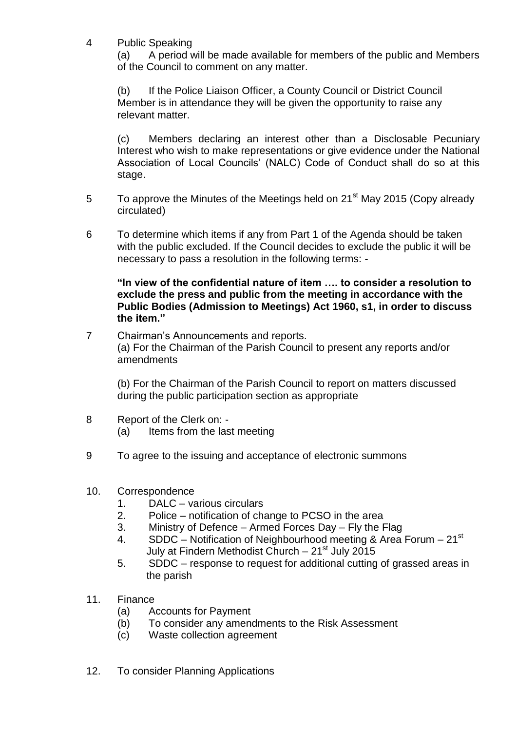4 Public Speaking

(a) A period will be made available for members of the public and Members of the Council to comment on any matter.

(b) If the Police Liaison Officer, a County Council or District Council Member is in attendance they will be given the opportunity to raise any relevant matter.

(c) Members declaring an interest other than a Disclosable Pecuniary Interest who wish to make representations or give evidence under the National Association of Local Councils' (NALC) Code of Conduct shall do so at this stage.

5 To approve the Minutes of the Meetings held on 21st May 2015 (Copy already circulated)

6 To determine which items if any from Part 1 of the Agenda should be taken with the public excluded. If the Council decides to exclude the public it will be necessary to pass a resolution in the following terms: -

**"In view of the confidential nature of item …. to consider a resolution to exclude the press and public from the meeting in accordance with the Public Bodies (Admission to Meetings) Act 1960, s1, in order to discuss the item."**

7 Chairman's Announcements and reports.

(a) For the Chairman of the Parish Council to present any reports and/or amendments

(b) For the Chairman of the Parish Council to report on matters discussed during the public participation section as appropriate

8 Report of the Clerk on: -

(a) Items from the last meeting

9 To agree to the issuing and acceptance of electronic summons

10. Correspondence
    1. DALC – various circulars
    2. Police – notification of change to PCSO in the area
    3. Ministry of Defence – Armed Forces Day – Fly the Flag
    4. SDDC – Notification of Neighbourhood meeting & Area Forum – 21st July at Findern Methodist Church – 21st July 2015
    5. SDDC – response to request for additional cutting of grassed areas in the parish

11. Finance
    (a) Accounts for Payment
    (b) To consider any amendments to the Risk Assessment
    (c) Waste collection agreement

12. To consider Planning Applications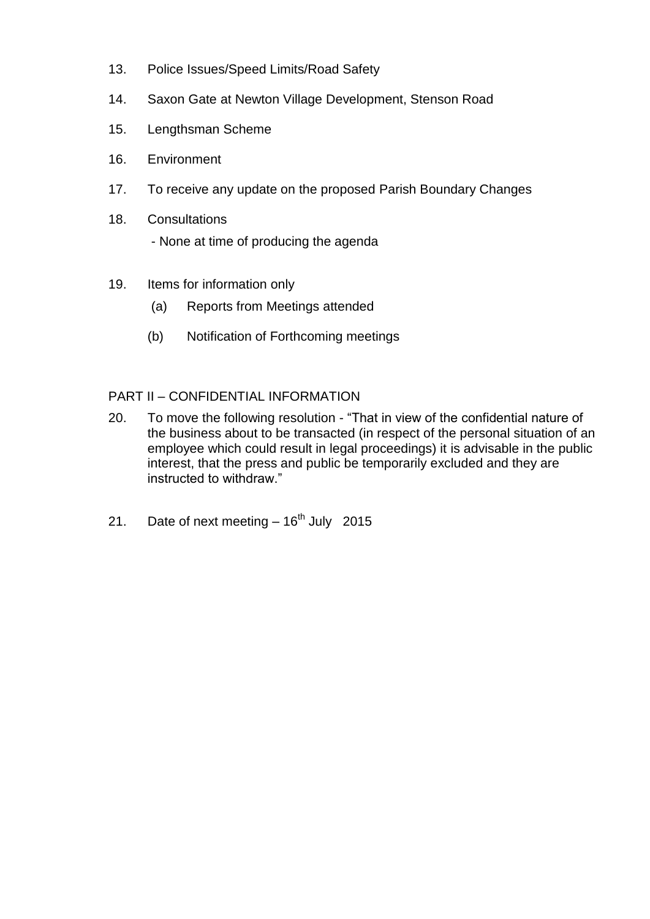13. Police Issues/Speed Limits/Road Safety

14. Saxon Gate at Newton Village Development, Stenson Road

15. Lengthsman Scheme

16. Environment

17. To receive any update on the proposed Parish Boundary Changes

18. Consultations

    - None at time of producing the agenda

19. Items for information only

    (a) Reports from Meetings attended

    (b) Notification of Forthcoming meetings

PART II – CONFIDENTIAL INFORMATION

20. To move the following resolution - “That in view of the confidential nature of the business about to be transacted (in respect of the personal situation of an employee which could result in legal proceedings) it is advisable in the public interest, that the press and public be temporarily excluded and they are instructed to withdraw.”

21. Date of next meeting – 16th July 2015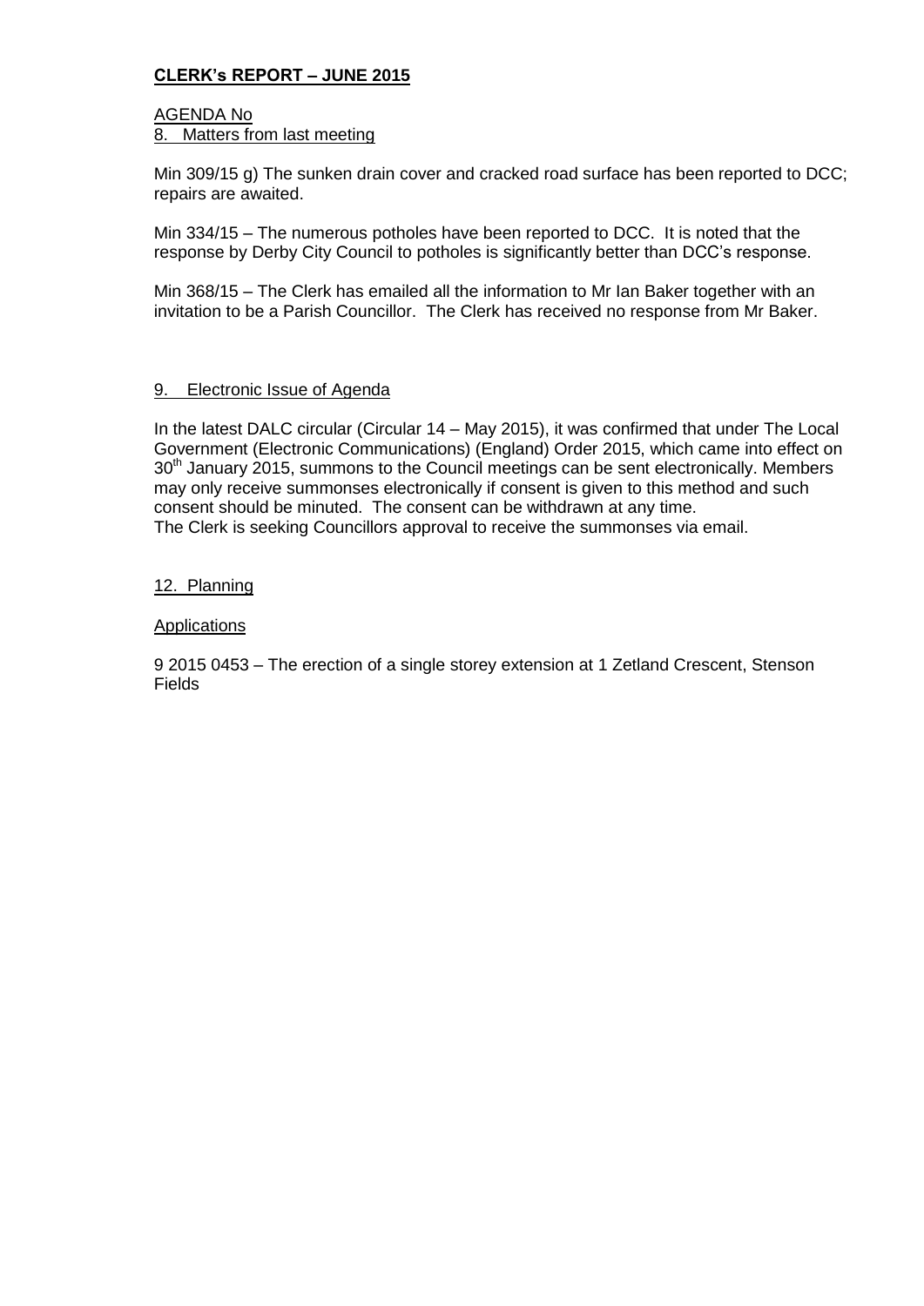# **CLERK's REPORT – JUNE 2015**

AGENDA No

8. Matters from last meeting

Min 309/15 g) The sunken drain cover and cracked road surface has been reported to DCC; repairs are awaited.

Min 334/15 – The numerous potholes have been reported to DCC. It is noted that the response by Derby City Council to potholes is significantly better than DCC's response.

Min 368/15 – The Clerk has emailed all the information to Mr Ian Baker together with an invitation to be a Parish Councillor. The Clerk has received no response from Mr Baker.

9. Electronic Issue of Agenda

In the latest DALC circular (Circular 14 – May 2015), it was confirmed that under The Local Government (Electronic Communications) (England) Order 2015, which came into effect on 30th January 2015, summons to the Council meetings can be sent electronically. Members may only receive summonses electronically if consent is given to this method and such consent should be minuted. The consent can be withdrawn at any time.
The Clerk is seeking Councillors approval to receive the summonses via email.

12. Planning

Applications

9 2015 0453 – The erection of a single storey extension at 1 Zetland Crescent, Stenson Fields